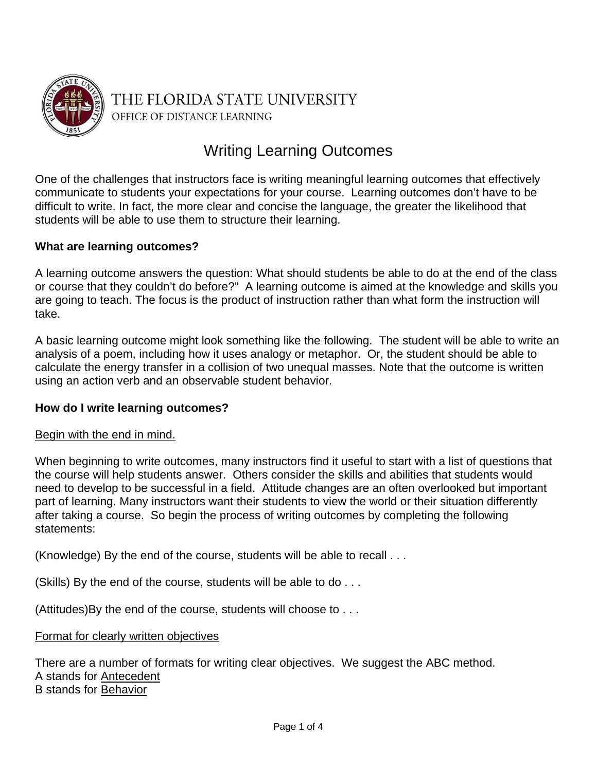THE FLORIDA STATE UNIVERSITY
OFFICE OF DISTANCE LEARNING

# Writing Learning Outcomes

One of the challenges that instructors face is writing meaningful learning outcomes that effectively communicate to students your expectations for your course. Learning outcomes don't have to be difficult to write. In fact, the more clear and concise the language, the greater the likelihood that students will be able to use them to structure their learning.

**What are learning outcomes?**

A learning outcome answers the question: What should students be able to do at the end of the class or course that they couldn't do before?" A learning outcome is aimed at the knowledge and skills you are going to teach. The focus is the product of instruction rather than what form the instruction will take.

A basic learning outcome might look something like the following. The student will be able to write an analysis of a poem, including how it uses analogy or metaphor. Or, the student should be able to calculate the energy transfer in a collision of two unequal masses. Note that the outcome is written using an action verb and an observable student behavior.

**How do I write learning outcomes?**

<u>Begin with the end in mind.</u>

When beginning to write outcomes, many instructors find it useful to start with a list of questions that the course will help students answer. Others consider the skills and abilities that students would need to develop to be successful in a field. Attitude changes are an often overlooked but important part of learning. Many instructors want their students to view the world or their situation differently after taking a course. So begin the process of writing outcomes by completing the following statements:

(Knowledge) By the end of the course, students will be able to recall . . .

(Skills) By the end of the course, students will be able to do . . .

(Attitudes)By the end of the course, students will choose to . . .

<u>Format for clearly written objectives</u>

There are a number of formats for writing clear objectives. We suggest the ABC method.
A stands for <u>Antecedent</u>
B stands for <u>Behavior</u>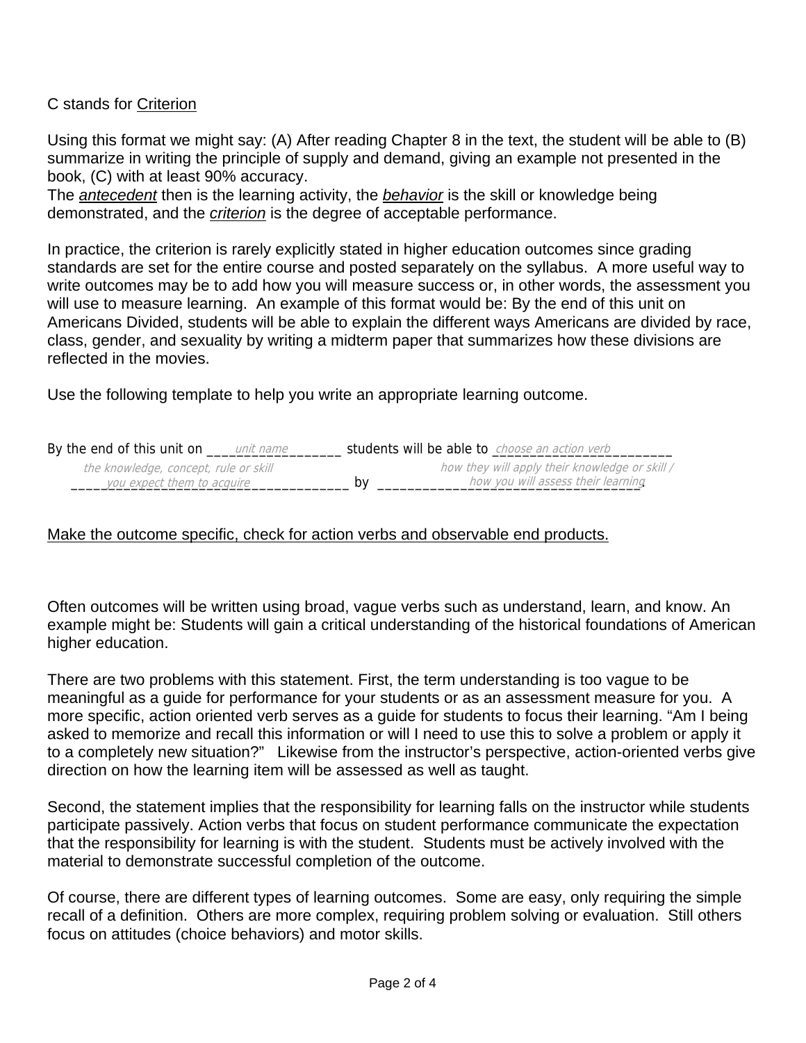C stands for <u>Criterion</u>

Using this format we might say: (A) After reading Chapter 8 in the text, the student will be able to (B) summarize in writing the principle of supply and demand, giving an example not presented in the book, (C) with at least 90% accuracy.
The ***antecedent*** then is the learning activity, the ***behavior*** is the skill or knowledge being demonstrated, and the ***criterion*** is the degree of acceptable performance.

In practice, the criterion is rarely explicitly stated in higher education outcomes since grading standards are set for the entire course and posted separately on the syllabus. A more useful way to write outcomes may be to add how you will measure success or, in other words, the assessment you will use to measure learning. An example of this format would be: By the end of this unit on Americans Divided, students will be able to explain the different ways Americans are divided by race, class, gender, and sexuality by writing a midterm paper that summarizes how these divisions are reflected in the movies.

Use the following template to help you write an appropriate learning outcome.

By the end of this unit on ____*unit name*________ students will be able to *choose an action verb*________________________ ______*the knowledge, concept, rule or skill you expect them to acquire*______________ by ______*how they will apply their knowledge or skill / how you will assess their learning*______________.

<u>Make the outcome specific, check for action verbs and observable end products.</u>

Often outcomes will be written using broad, vague verbs such as understand, learn, and know. An example might be: Students will gain a critical understanding of the historical foundations of American higher education.

There are two problems with this statement. First, the term understanding is too vague to be meaningful as a guide for performance for your students or as an assessment measure for you. A more specific, action oriented verb serves as a guide for students to focus their learning. "Am I being asked to memorize and recall this information or will I need to use this to solve a problem or apply it to a completely new situation?" Likewise from the instructor's perspective, action-oriented verbs give direction on how the learning item will be assessed as well as taught.

Second, the statement implies that the responsibility for learning falls on the instructor while students participate passively. Action verbs that focus on student performance communicate the expectation that the responsibility for learning is with the student. Students must be actively involved with the material to demonstrate successful completion of the outcome.

Of course, there are different types of learning outcomes. Some are easy, only requiring the simple recall of a definition. Others are more complex, requiring problem solving or evaluation. Still others focus on attitudes (choice behaviors) and motor skills.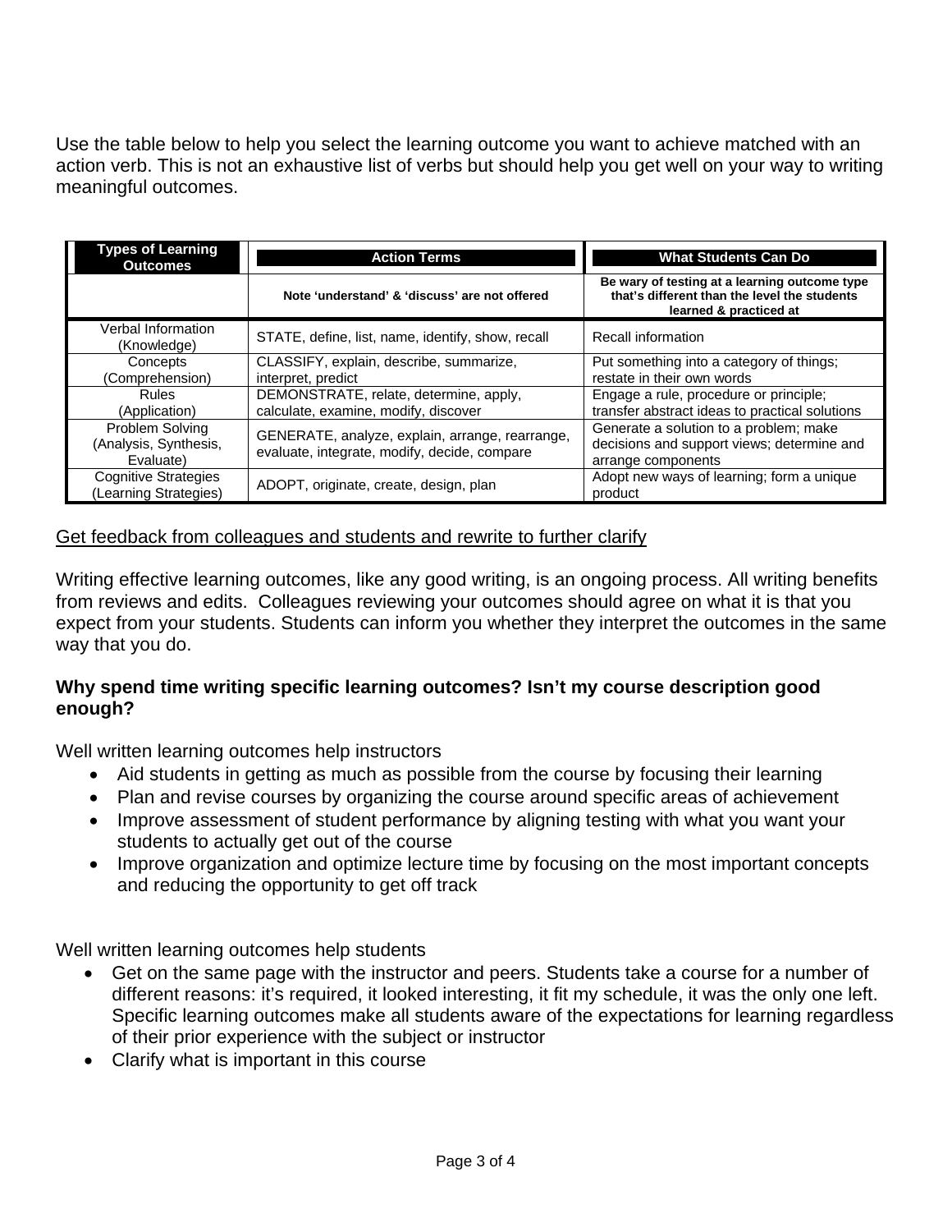Use the table below to help you select the learning outcome you want to achieve matched with an action verb. This is not an exhaustive list of verbs but should help you get well on your way to writing meaningful outcomes.

| Types of Learning Outcomes | Action Terms | What Students Can Do |
|---|---|---|
| | **Note 'understand' & 'discuss' are not offered** | **Be wary of testing at a learning outcome type that's different than the level the students learned & practiced at** |
| Verbal Information (Knowledge) | STATE, define, list, name, identify, show, recall | Recall information |
| Concepts (Comprehension) | CLASSIFY, explain, describe, summarize, interpret, predict | Put something into a category of things; restate in their own words |
| Rules (Application) | DEMONSTRATE, relate, determine, apply, calculate, examine, modify, discover | Engage a rule, procedure or principle; transfer abstract ideas to practical solutions |
| Problem Solving (Analysis, Synthesis, Evaluate) | GENERATE, analyze, explain, arrange, rearrange, evaluate, integrate, modify, decide, compare | Generate a solution to a problem; make decisions and support views; determine and arrange components |
| Cognitive Strategies (Learning Strategies) | ADOPT, originate, create, design, plan | Adopt new ways of learning; form a unique product |

<u>Get feedback from colleagues and students and rewrite to further clarify</u>

Writing effective learning outcomes, like any good writing, is an ongoing process. All writing benefits from reviews and edits. Colleagues reviewing your outcomes should agree on what it is that you expect from your students. Students can inform you whether they interpret the outcomes in the same way that you do.

**Why spend time writing specific learning outcomes? Isn't my course description good enough?**

Well written learning outcomes help instructors

- Aid students in getting as much as possible from the course by focusing their learning
- Plan and revise courses by organizing the course around specific areas of achievement
- Improve assessment of student performance by aligning testing with what you want your students to actually get out of the course
- Improve organization and optimize lecture time by focusing on the most important concepts and reducing the opportunity to get off track

Well written learning outcomes help students

- Get on the same page with the instructor and peers. Students take a course for a number of different reasons: it's required, it looked interesting, it fit my schedule, it was the only one left. Specific learning outcomes make all students aware of the expectations for learning regardless of their prior experience with the subject or instructor
- Clarify what is important in this course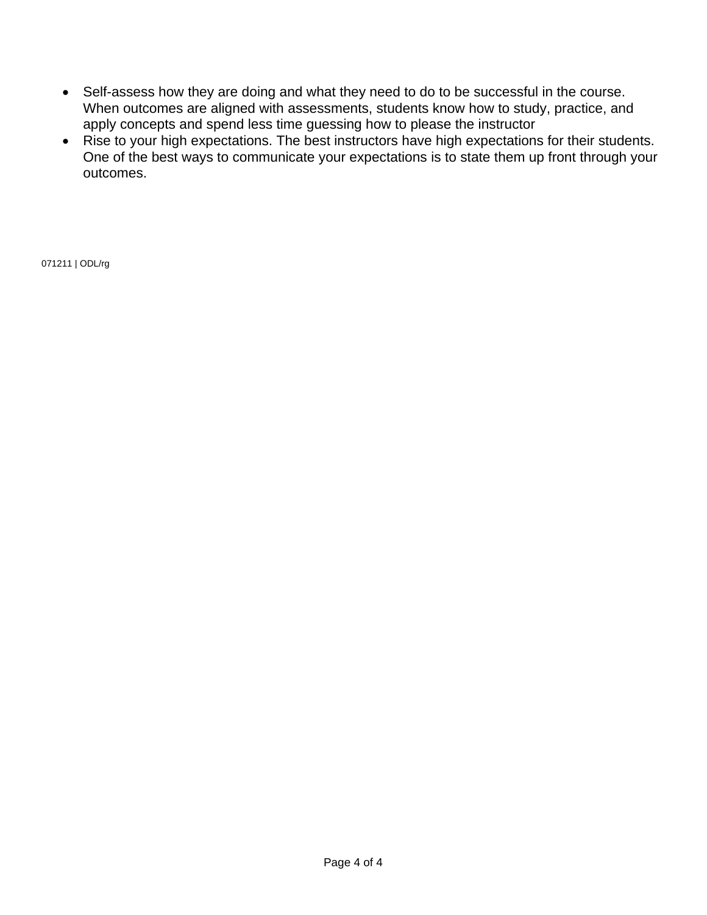- Self-assess how they are doing and what they need to do to be successful in the course. When outcomes are aligned with assessments, students know how to study, practice, and apply concepts and spend less time guessing how to please the instructor
- Rise to your high expectations. The best instructors have high expectations for their students. One of the best ways to communicate your expectations is to state them up front through your outcomes.

071211 | ODL/rg